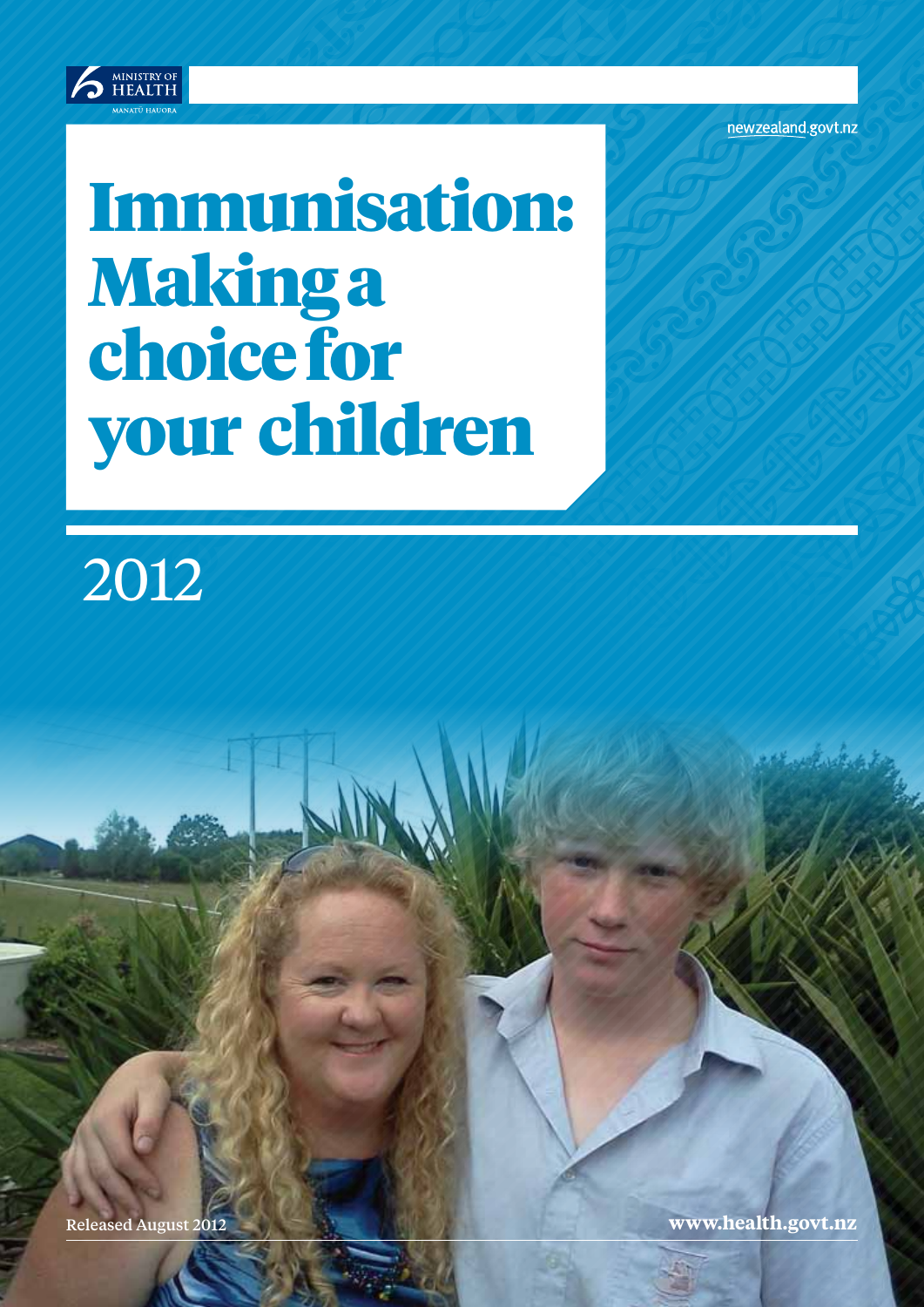MINISTRY OF HEALTH

MANATŪ HAUORA

newzealand.govt.nz

# Immunisation: Making a choice for your children

2012

Released August 2012

www.health.govt.nz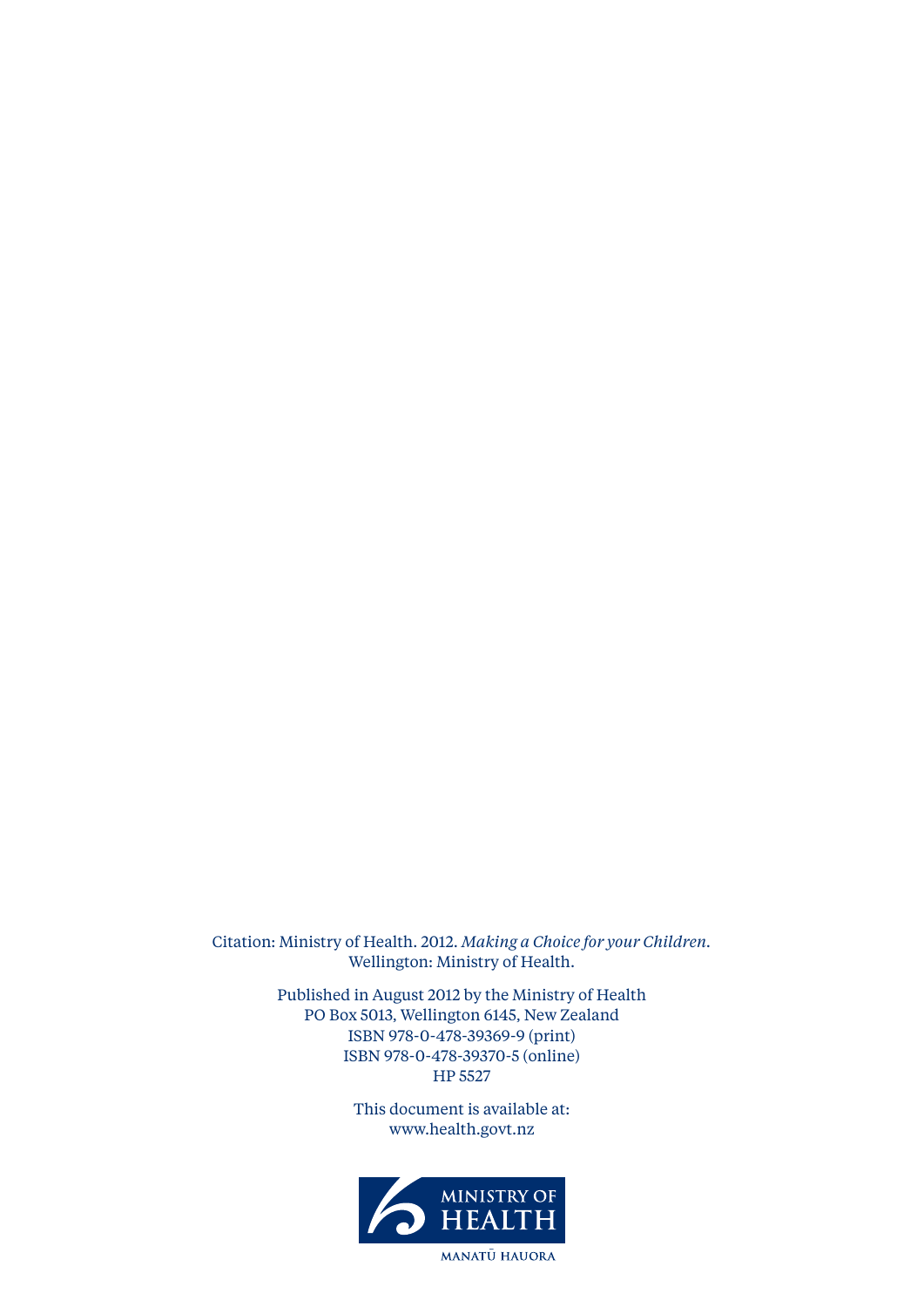Citation: Ministry of Health. 2012. *Making a Choice for your Children*. Wellington: Ministry of Health.

Published in August 2012 by the Ministry of Health
PO Box 5013, Wellington 6145, New Zealand
ISBN 978-0-478-39369-9 (print)
ISBN 978-0-478-39370-5 (online)
HP 5527

This document is available at:
www.health.govt.nz

MINISTRY OF HEALTH
MANATŪ HAUORA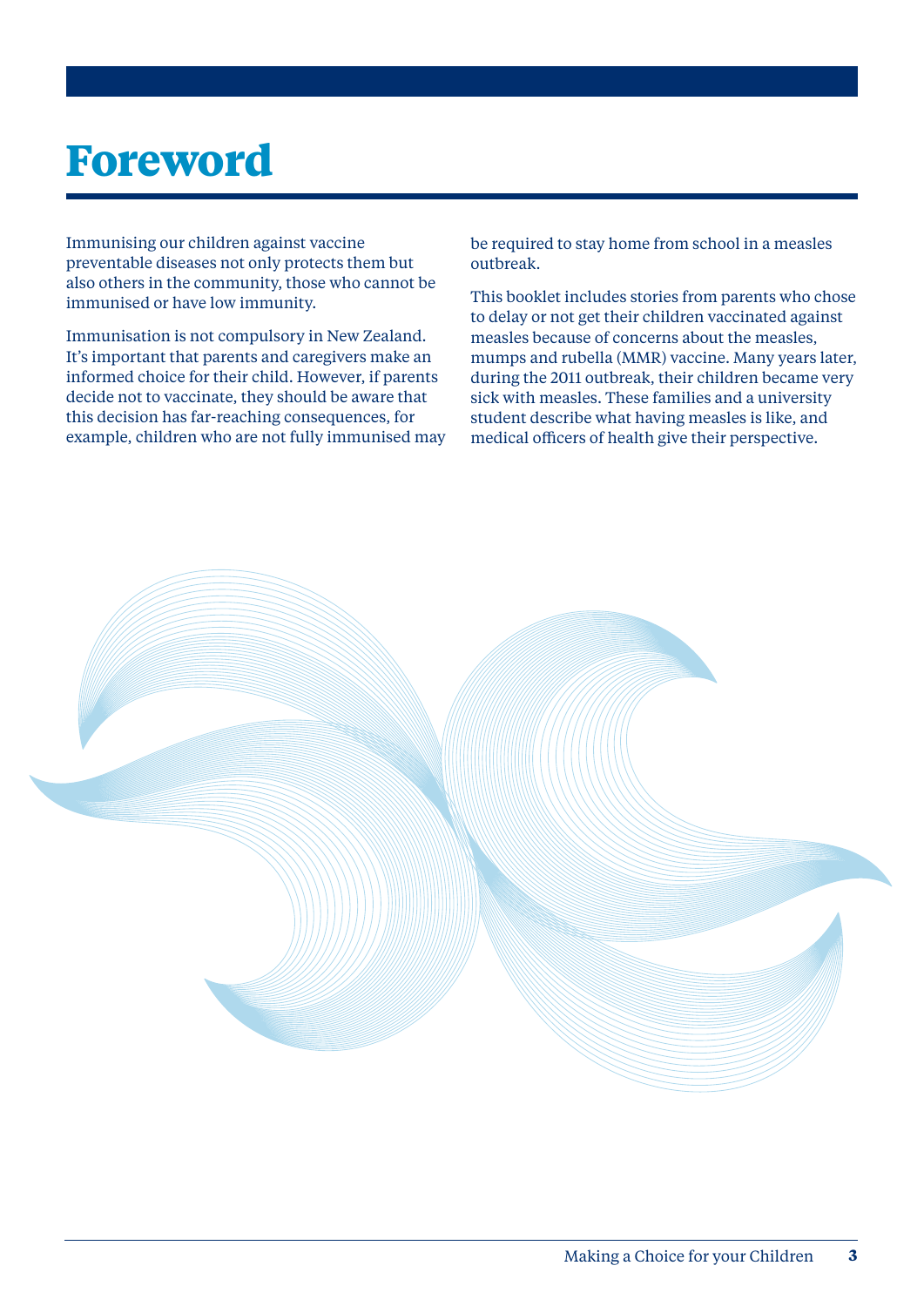# Foreword

Immunising our children against vaccine preventable diseases not only protects them but also others in the community, those who cannot be immunised or have low immunity.

Immunisation is not compulsory in New Zealand. It's important that parents and caregivers make an informed choice for their child. However, if parents decide not to vaccinate, they should be aware that this decision has far-reaching consequences, for example, children who are not fully immunised may be required to stay home from school in a measles outbreak.

This booklet includes stories from parents who chose to delay or not get their children vaccinated against measles because of concerns about the measles, mumps and rubella (MMR) vaccine. Many years later, during the 2011 outbreak, their children became very sick with measles. These families and a university student describe what having measles is like, and medical officers of health give their perspective.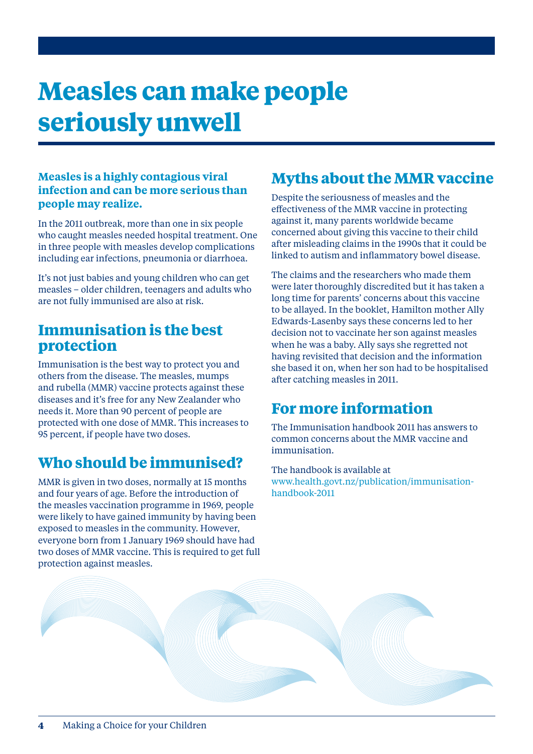# Measles can make people seriously unwell

**Measles is a highly contagious viral infection and can be more serious than people may realize.**

In the 2011 outbreak, more than one in six people who caught measles needed hospital treatment. One in three people with measles develop complications including ear infections, pneumonia or diarrhoea.

It's not just babies and young children who can get measles – older children, teenagers and adults who are not fully immunised are also at risk.

## Immunisation is the best protection

Immunisation is the best way to protect you and others from the disease. The measles, mumps and rubella (MMR) vaccine protects against these diseases and it's free for any New Zealander who needs it. More than 90 percent of people are protected with one dose of MMR. This increases to 95 percent, if people have two doses.

## Who should be immunised?

MMR is given in two doses, normally at 15 months and four years of age. Before the introduction of the measles vaccination programme in 1969, people were likely to have gained immunity by having been exposed to measles in the community. However, everyone born from 1 January 1969 should have had two doses of MMR vaccine. This is required to get full protection against measles.

## Myths about the MMR vaccine

Despite the seriousness of measles and the effectiveness of the MMR vaccine in protecting against it, many parents worldwide became concerned about giving this vaccine to their child after misleading claims in the 1990s that it could be linked to autism and inflammatory bowel disease.

The claims and the researchers who made them were later thoroughly discredited but it has taken a long time for parents' concerns about this vaccine to be allayed. In the booklet, Hamilton mother Ally Edwards-Lasenby says these concerns led to her decision not to vaccinate her son against measles when he was a baby. Ally says she regretted not having revisited that decision and the information she based it on, when her son had to be hospitalised after catching measles in 2011.

## For more information

The Immunisation handbook 2011 has answers to common concerns about the MMR vaccine and immunisation.

The handbook is available at www.health.govt.nz/publication/immunisation-handbook-2011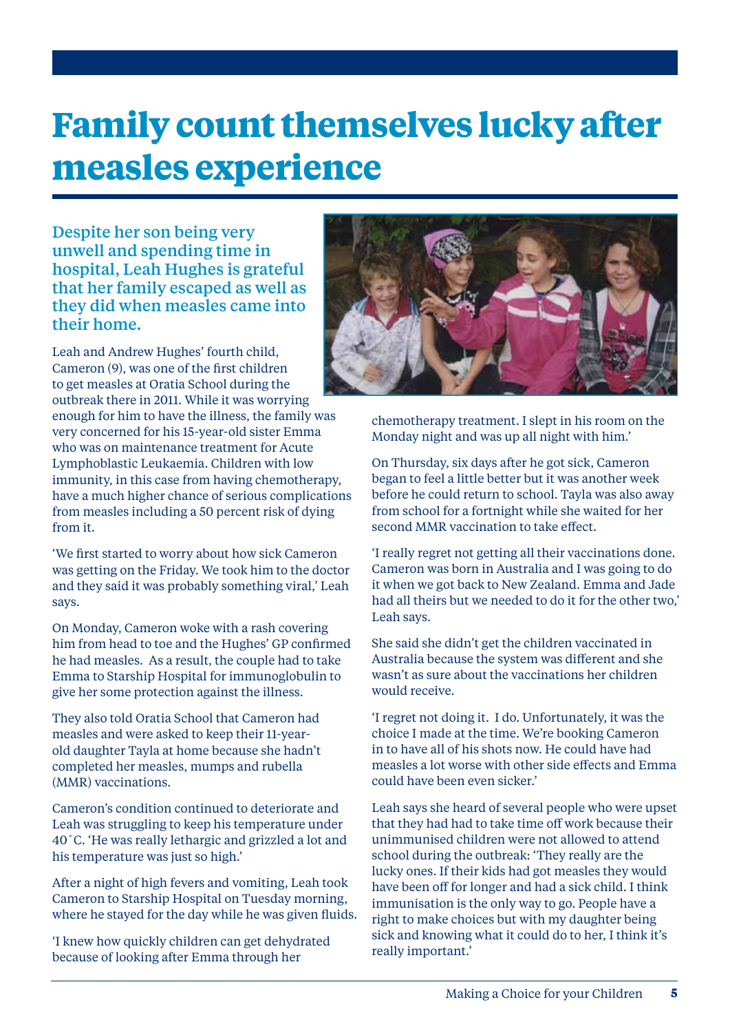# Family count themselves lucky after measles experience

Despite her son being very unwell and spending time in hospital, Leah Hughes is grateful that her family escaped as well as they did when measles came into their home.

Leah and Andrew Hughes' fourth child, Cameron (9), was one of the first children to get measles at Oratia School during the outbreak there in 2011. While it was worrying enough for him to have the illness, the family was very concerned for his 15-year-old sister Emma who was on maintenance treatment for Acute Lymphoblastic Leukaemia. Children with low immunity, in this case from having chemotherapy, have a much higher chance of serious complications from measles including a 50 percent risk of dying from it.

'We first started to worry about how sick Cameron was getting on the Friday. We took him to the doctor and they said it was probably something viral,' Leah says.

On Monday, Cameron woke with a rash covering him from head to toe and the Hughes' GP confirmed he had measles. As a result, the couple had to take Emma to Starship Hospital for immunoglobulin to give her some protection against the illness.

They also told Oratia School that Cameron had measles and were asked to keep their 11-year-old daughter Tayla at home because she hadn't completed her measles, mumps and rubella (MMR) vaccinations.

Cameron's condition continued to deteriorate and Leah was struggling to keep his temperature under 40˚C. 'He was really lethargic and grizzled a lot and his temperature was just so high.'

After a night of high fevers and vomiting, Leah took Cameron to Starship Hospital on Tuesday morning, where he stayed for the day while he was given fluids.

'I knew how quickly children can get dehydrated because of looking after Emma through her chemotherapy treatment. I slept in his room on the Monday night and was up all night with him.'

On Thursday, six days after he got sick, Cameron began to feel a little better but it was another week before he could return to school. Tayla was also away from school for a fortnight while she waited for her second MMR vaccination to take effect.

'I really regret not getting all their vaccinations done. Cameron was born in Australia and I was going to do it when we got back to New Zealand. Emma and Jade had all theirs but we needed to do it for the other two,' Leah says.

She said she didn't get the children vaccinated in Australia because the system was different and she wasn't as sure about the vaccinations her children would receive.

'I regret not doing it. I do. Unfortunately, it was the choice I made at the time. We're booking Cameron in to have all of his shots now. He could have had measles a lot worse with other side effects and Emma could have been even sicker.'

Leah says she heard of several people who were upset that they had had to take time off work because their unimmunised children were not allowed to attend school during the outbreak: 'They really are the lucky ones. If their kids had got measles they would have been off for longer and had a sick child. I think immunisation is the only way to go. People have a right to make choices but with my daughter being sick and knowing what it could do to her, I think it's really important.'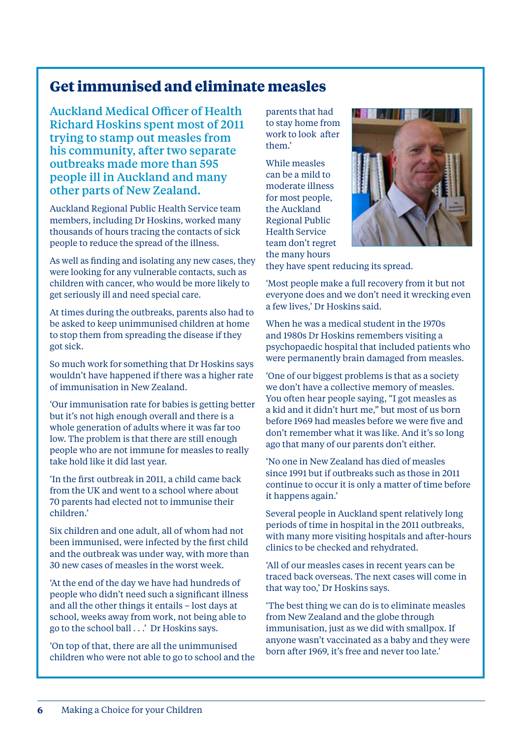## Get immunised and eliminate measles

Auckland Medical Officer of Health Richard Hoskins spent most of 2011 trying to stamp out measles from his community, after two separate outbreaks made more than 595 people ill in Auckland and many other parts of New Zealand.

Auckland Regional Public Health Service team members, including Dr Hoskins, worked many thousands of hours tracing the contacts of sick people to reduce the spread of the illness.

As well as finding and isolating any new cases, they were looking for any vulnerable contacts, such as children with cancer, who would be more likely to get seriously ill and need special care.

At times during the outbreaks, parents also had to be asked to keep unimmunised children at home to stop them from spreading the disease if they got sick.

So much work for something that Dr Hoskins says wouldn't have happened if there was a higher rate of immunisation in New Zealand.

'Our immunisation rate for babies is getting better but it's not high enough overall and there is a whole generation of adults where it was far too low. The problem is that there are still enough people who are not immune for measles to really take hold like it did last year.

'In the first outbreak in 2011, a child came back from the UK and went to a school where about 70 parents had elected not to immunise their children.'

Six children and one adult, all of whom had not been immunised, were infected by the first child and the outbreak was under way, with more than 30 new cases of measles in the worst week.

'At the end of the day we have had hundreds of people who didn't need such a significant illness and all the other things it entails – lost days at school, weeks away from work, not being able to go to the school ball . . .' Dr Hoskins says.

'On top of that, there are all the unimmunised children who were not able to go to school and the parents that had to stay home from work to look after them.'

While measles can be a mild to moderate illness for most people, the Auckland Regional Public Health Service team don't regret the many hours they have spent reducing its spread.

'Most people make a full recovery from it but not everyone does and we don't need it wrecking even a few lives,' Dr Hoskins said.

When he was a medical student in the 1970s and 1980s Dr Hoskins remembers visiting a psychopaedic hospital that included patients who were permanently brain damaged from measles.

'One of our biggest problems is that as a society we don't have a collective memory of measles. You often hear people saying, "I got measles as a kid and it didn't hurt me," but most of us born before 1969 had measles before we were five and don't remember what it was like. And it's so long ago that many of our parents don't either.

'No one in New Zealand has died of measles since 1991 but if outbreaks such as those in 2011 continue to occur it is only a matter of time before it happens again.'

Several people in Auckland spent relatively long periods of time in hospital in the 2011 outbreaks, with many more visiting hospitals and after-hours clinics to be checked and rehydrated.

'All of our measles cases in recent years can be traced back overseas. The next cases will come in that way too,' Dr Hoskins says.

'The best thing we can do is to eliminate measles from New Zealand and the globe through immunisation, just as we did with smallpox. If anyone wasn't vaccinated as a baby and they were born after 1969, it's free and never too late.'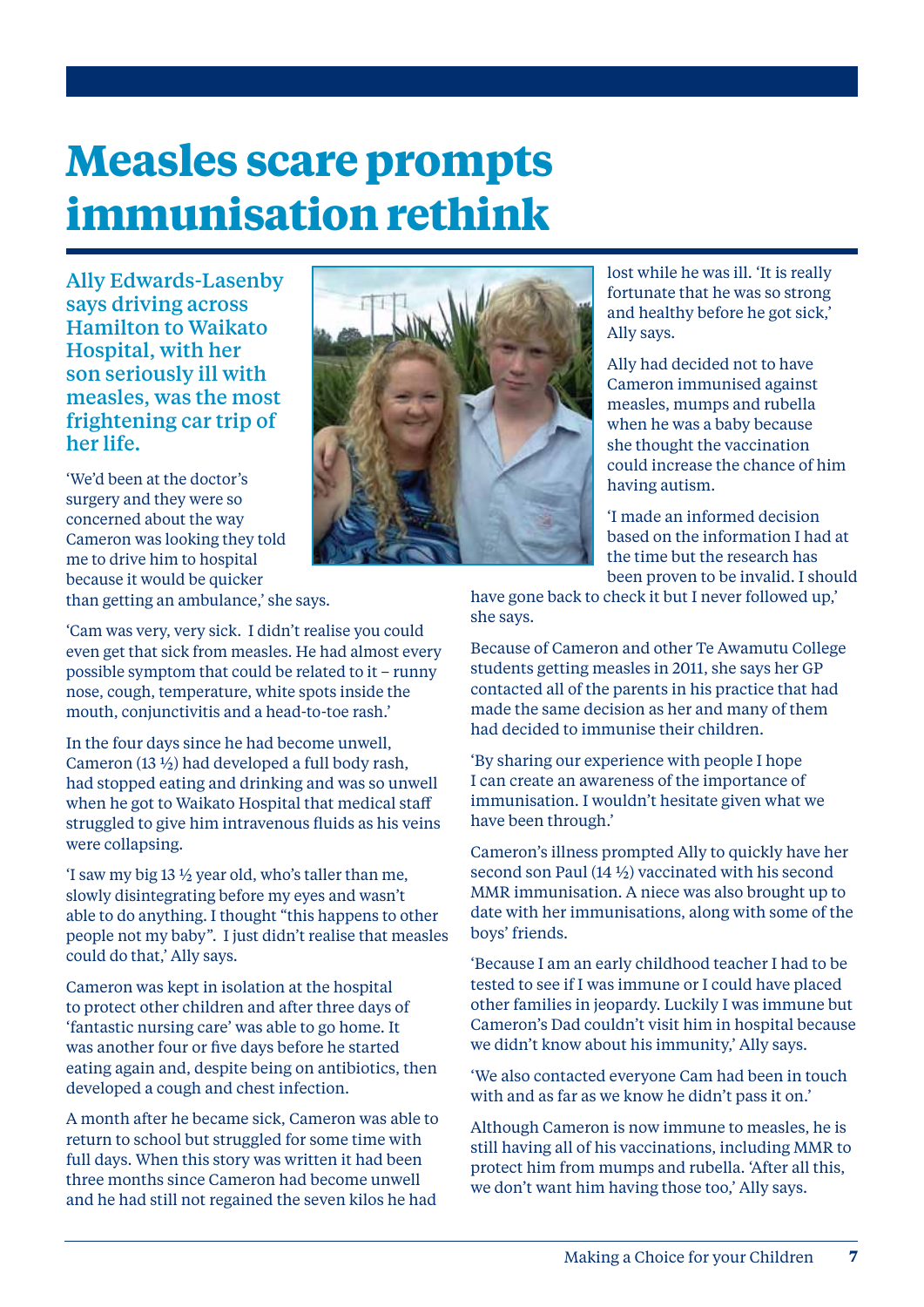# Measles scare prompts immunisation rethink

Ally Edwards-Lasenby says driving across Hamilton to Waikato Hospital, with her son seriously ill with measles, was the most frightening car trip of her life.

'We'd been at the doctor's surgery and they were so concerned about the way Cameron was looking they told me to drive him to hospital because it would be quicker than getting an ambulance,' she says.

'Cam was very, very sick. I didn't realise you could even get that sick from measles. He had almost every possible symptom that could be related to it – runny nose, cough, temperature, white spots inside the mouth, conjunctivitis and a head-to-toe rash.'

In the four days since he had become unwell, Cameron (13 ½) had developed a full body rash, had stopped eating and drinking and was so unwell when he got to Waikato Hospital that medical staff struggled to give him intravenous fluids as his veins were collapsing.

'I saw my big 13 ½ year old, who's taller than me, slowly disintegrating before my eyes and wasn't able to do anything. I thought "this happens to other people not my baby". I just didn't realise that measles could do that,' Ally says.

Cameron was kept in isolation at the hospital to protect other children and after three days of 'fantastic nursing care' was able to go home. It was another four or five days before he started eating again and, despite being on antibiotics, then developed a cough and chest infection.

A month after he became sick, Cameron was able to return to school but struggled for some time with full days. When this story was written it had been three months since Cameron had become unwell and he had still not regained the seven kilos he had lost while he was ill. 'It is really fortunate that he was so strong and healthy before he got sick,' Ally says.

Ally had decided not to have Cameron immunised against measles, mumps and rubella when he was a baby because she thought the vaccination could increase the chance of him having autism.

'I made an informed decision based on the information I had at the time but the research has been proven to be invalid. I should have gone back to check it but I never followed up,' she says.

Because of Cameron and other Te Awamutu College students getting measles in 2011, she says her GP contacted all of the parents in his practice that had made the same decision as her and many of them had decided to immunise their children.

'By sharing our experience with people I hope I can create an awareness of the importance of immunisation. I wouldn't hesitate given what we have been through.'

Cameron's illness prompted Ally to quickly have her second son Paul (14 ½) vaccinated with his second MMR immunisation. A niece was also brought up to date with her immunisations, along with some of the boys' friends.

'Because I am an early childhood teacher I had to be tested to see if I was immune or I could have placed other families in jeopardy. Luckily I was immune but Cameron's Dad couldn't visit him in hospital because we didn't know about his immunity,' Ally says.

'We also contacted everyone Cam had been in touch with and as far as we know he didn't pass it on.'

Although Cameron is now immune to measles, he is still having all of his vaccinations, including MMR to protect him from mumps and rubella. 'After all this, we don't want him having those too,' Ally says.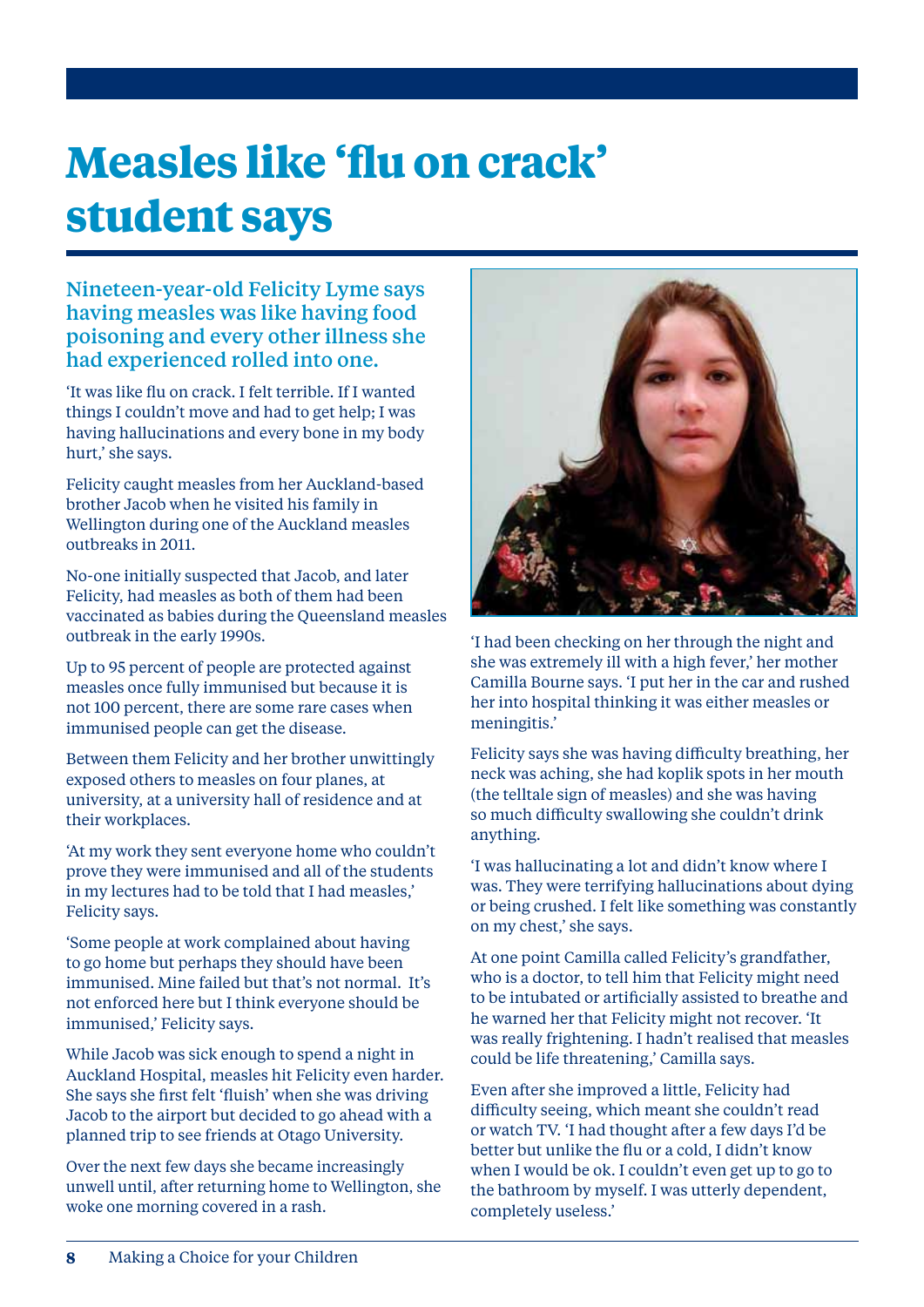# Measles like 'flu on crack' student says

**Nineteen-year-old Felicity Lyme says having measles was like having food poisoning and every other illness she had experienced rolled into one.**

'It was like flu on crack. I felt terrible. If I wanted things I couldn't move and had to get help; I was having hallucinations and every bone in my body hurt,' she says.

Felicity caught measles from her Auckland-based brother Jacob when he visited his family in Wellington during one of the Auckland measles outbreaks in 2011.

No-one initially suspected that Jacob, and later Felicity, had measles as both of them had been vaccinated as babies during the Queensland measles outbreak in the early 1990s.

Up to 95 percent of people are protected against measles once fully immunised but because it is not 100 percent, there are some rare cases when immunised people can get the disease.

Between them Felicity and her brother unwittingly exposed others to measles on four planes, at university, at a university hall of residence and at their workplaces.

'At my work they sent everyone home who couldn't prove they were immunised and all of the students in my lectures had to be told that I had measles,' Felicity says.

'Some people at work complained about having to go home but perhaps they should have been immunised. Mine failed but that's not normal. It's not enforced here but I think everyone should be immunised,' Felicity says.

While Jacob was sick enough to spend a night in Auckland Hospital, measles hit Felicity even harder. She says she first felt 'fluish' when she was driving Jacob to the airport but decided to go ahead with a planned trip to see friends at Otago University.

Over the next few days she became increasingly unwell until, after returning home to Wellington, she woke one morning covered in a rash.

'I had been checking on her through the night and she was extremely ill with a high fever,' her mother Camilla Bourne says. 'I put her in the car and rushed her into hospital thinking it was either measles or meningitis.'

Felicity says she was having difficulty breathing, her neck was aching, she had koplik spots in her mouth (the telltale sign of measles) and she was having so much difficulty swallowing she couldn't drink anything.

'I was hallucinating a lot and didn't know where I was. They were terrifying hallucinations about dying or being crushed. I felt like something was constantly on my chest,' she says.

At one point Camilla called Felicity's grandfather, who is a doctor, to tell him that Felicity might need to be intubated or artificially assisted to breathe and he warned her that Felicity might not recover. 'It was really frightening. I hadn't realised that measles could be life threatening,' Camilla says.

Even after she improved a little, Felicity had difficulty seeing, which meant she couldn't read or watch TV. 'I had thought after a few days I'd be better but unlike the flu or a cold, I didn't know when I would be ok. I couldn't even get up to go to the bathroom by myself. I was utterly dependent, completely useless.'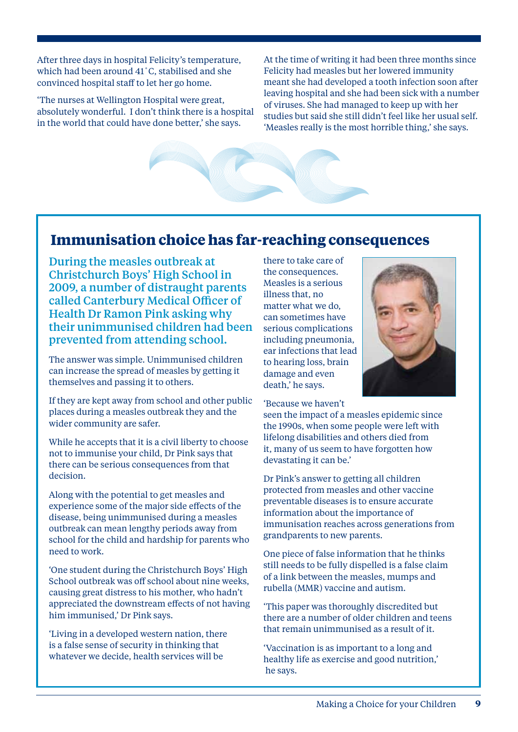After three days in hospital Felicity's temperature, which had been around 41˚C, stabilised and she convinced hospital staff to let her go home.

'The nurses at Wellington Hospital were great, absolutely wonderful. I don't think there is a hospital in the world that could have done better,' she says.

At the time of writing it had been three months since Felicity had measles but her lowered immunity meant she had developed a tooth infection soon after leaving hospital and she had been sick with a number of viruses. She had managed to keep up with her studies but said she still didn't feel like her usual self. 'Measles really is the most horrible thing,' she says.

## Immunisation choice has far-reaching consequences

During the measles outbreak at Christchurch Boys' High School in 2009, a number of distraught parents called Canterbury Medical Officer of Health Dr Ramon Pink asking why their unimmunised children had been prevented from attending school.

The answer was simple. Unimmunised children can increase the spread of measles by getting it themselves and passing it to others.

If they are kept away from school and other public places during a measles outbreak they and the wider community are safer.

While he accepts that it is a civil liberty to choose not to immunise your child, Dr Pink says that there can be serious consequences from that decision.

Along with the potential to get measles and experience some of the major side effects of the disease, being unimmunised during a measles outbreak can mean lengthy periods away from school for the child and hardship for parents who need to work.

'One student during the Christchurch Boys' High School outbreak was off school about nine weeks, causing great distress to his mother, who hadn't appreciated the downstream effects of not having him immunised,' Dr Pink says.

'Living in a developed western nation, there is a false sense of security in thinking that whatever we decide, health services will be there to take care of the consequences. Measles is a serious illness that, no matter what we do, can sometimes have serious complications including pneumonia, ear infections that lead to hearing loss, brain damage and even death,' he says.

'Because we haven't seen the impact of a measles epidemic since the 1990s, when some people were left with lifelong disabilities and others died from it, many of us seem to have forgotten how devastating it can be.'

Dr Pink's answer to getting all children protected from measles and other vaccine preventable diseases is to ensure accurate information about the importance of immunisation reaches across generations from grandparents to new parents.

One piece of false information that he thinks still needs to be fully dispelled is a false claim of a link between the measles, mumps and rubella (MMR) vaccine and autism.

'This paper was thoroughly discredited but there are a number of older children and teens that remain unimmunised as a result of it.

'Vaccination is as important to a long and healthy life as exercise and good nutrition,' he says.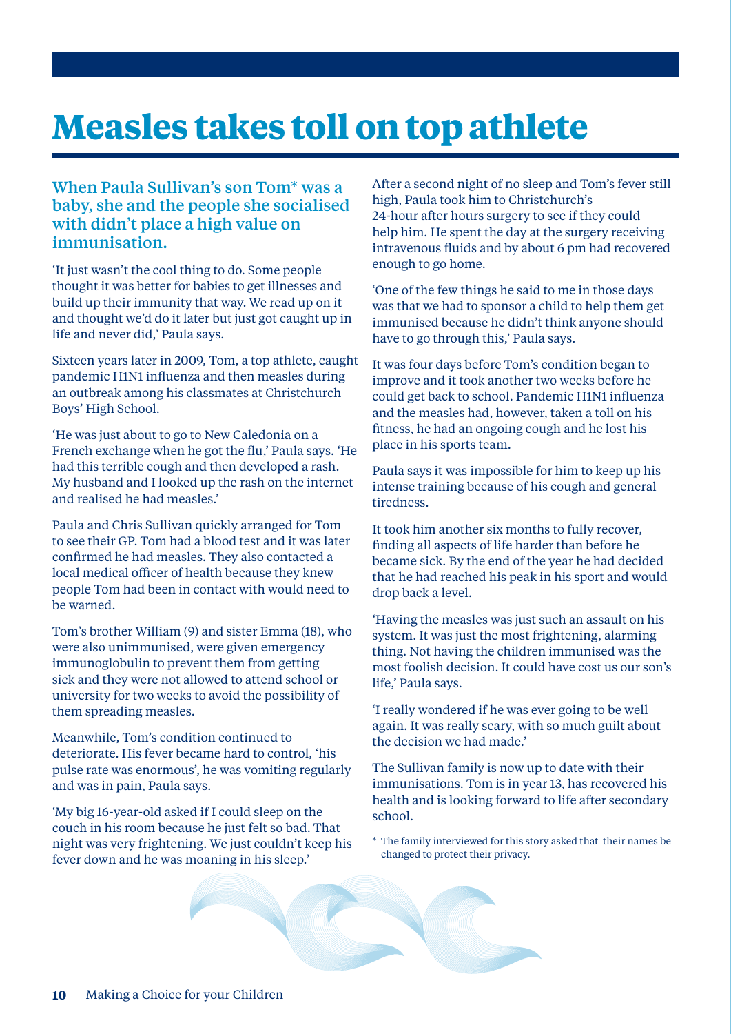# Measles takes toll on top athlete

**When Paula Sullivan's son Tom* was a baby, she and the people she socialised with didn't place a high value on immunisation.**

'It just wasn't the cool thing to do. Some people thought it was better for babies to get illnesses and build up their immunity that way. We read up on it and thought we'd do it later but just got caught up in life and never did,' Paula says.

Sixteen years later in 2009, Tom, a top athlete, caught pandemic H1N1 influenza and then measles during an outbreak among his classmates at Christchurch Boys' High School.

'He was just about to go to New Caledonia on a French exchange when he got the flu,' Paula says. 'He had this terrible cough and then developed a rash. My husband and I looked up the rash on the internet and realised he had measles.'

Paula and Chris Sullivan quickly arranged for Tom to see their GP. Tom had a blood test and it was later confirmed he had measles. They also contacted a local medical officer of health because they knew people Tom had been in contact with would need to be warned.

Tom's brother William (9) and sister Emma (18), who were also unimmunised, were given emergency immunoglobulin to prevent them from getting sick and they were not allowed to attend school or university for two weeks to avoid the possibility of them spreading measles.

Meanwhile, Tom's condition continued to deteriorate. His fever became hard to control, 'his pulse rate was enormous', he was vomiting regularly and was in pain, Paula says.

'My big 16-year-old asked if I could sleep on the couch in his room because he just felt so bad. That night was very frightening. We just couldn't keep his fever down and he was moaning in his sleep.'

After a second night of no sleep and Tom's fever still high, Paula took him to Christchurch's 24-hour after hours surgery to see if they could help him. He spent the day at the surgery receiving intravenous fluids and by about 6 pm had recovered enough to go home.

'One of the few things he said to me in those days was that we had to sponsor a child to help them get immunised because he didn't think anyone should have to go through this,' Paula says.

It was four days before Tom's condition began to improve and it took another two weeks before he could get back to school. Pandemic H1N1 influenza and the measles had, however, taken a toll on his fitness, he had an ongoing cough and he lost his place in his sports team.

Paula says it was impossible for him to keep up his intense training because of his cough and general tiredness.

It took him another six months to fully recover, finding all aspects of life harder than before he became sick. By the end of the year he had decided that he had reached his peak in his sport and would drop back a level.

'Having the measles was just such an assault on his system. It was just the most frightening, alarming thing. Not having the children immunised was the most foolish decision. It could have cost us our son's life,' Paula says.

'I really wondered if he was ever going to be well again. It was really scary, with so much guilt about the decision we had made.'

The Sullivan family is now up to date with their immunisations. Tom is in year 13, has recovered his health and is looking forward to life after secondary school.

\* The family interviewed for this story asked that their names be changed to protect their privacy.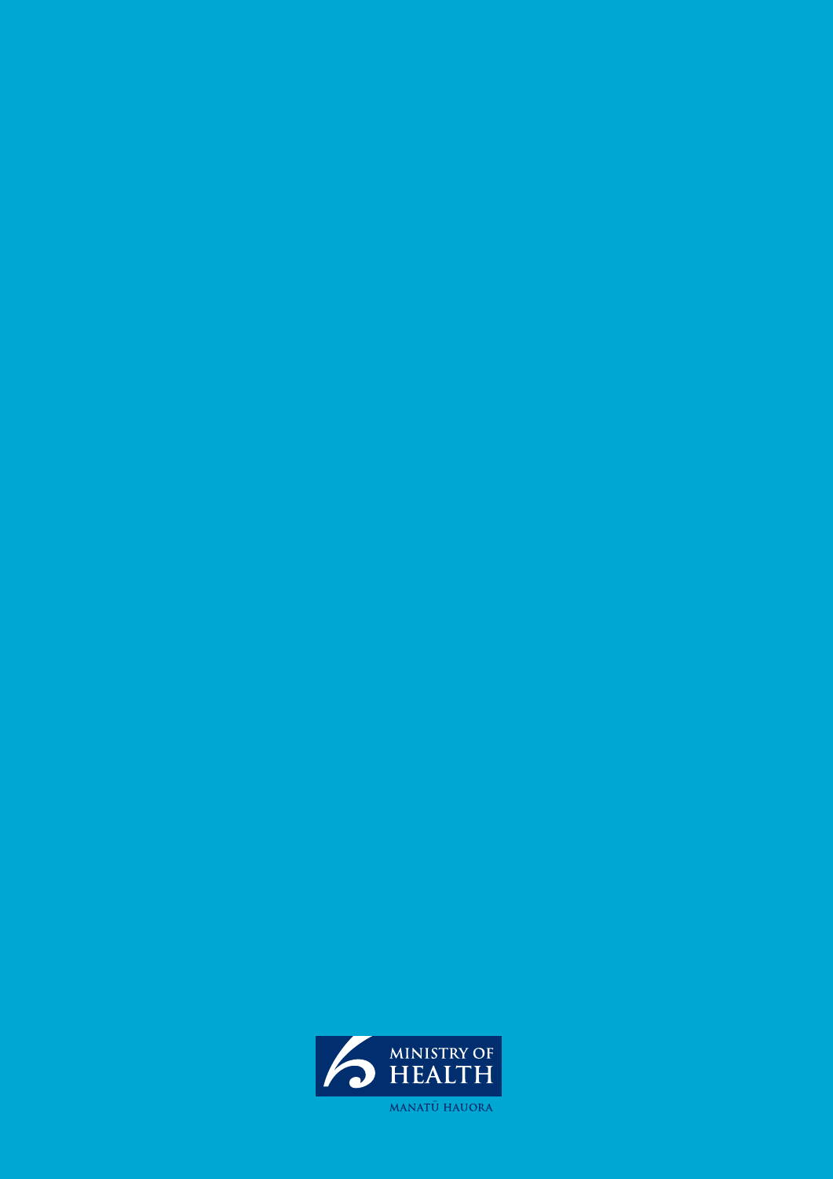MINISTRY OF HEALTH

MANATŪ HAUORA